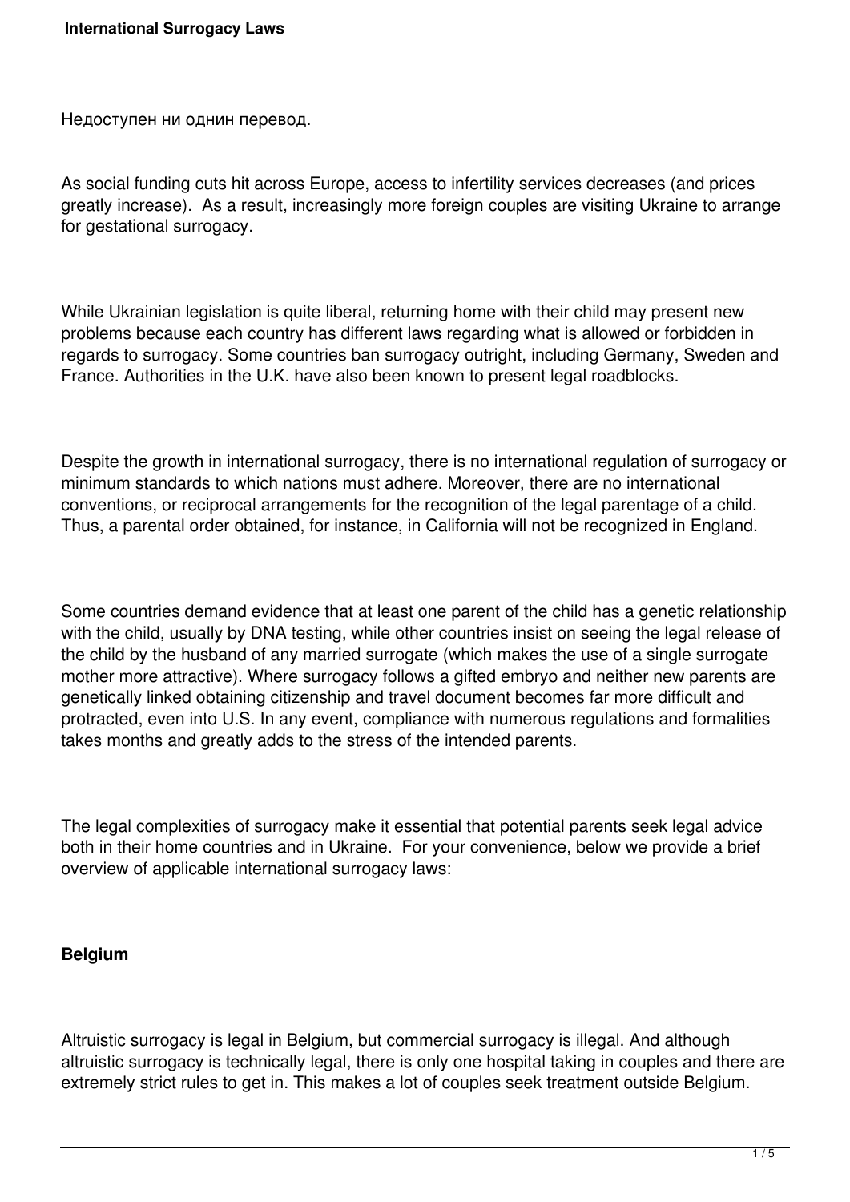Недоступен ни однин перевод.

As social funding cuts hit across Europe, access to infertility services decreases (and prices greatly increase). As a result, increasingly more foreign couples are visiting Ukraine to arrange for gestational surrogacy.

While Ukrainian legislation is quite liberal, returning home with their child may present new problems because each country has different laws regarding what is allowed or forbidden in regards to surrogacy. Some countries ban surrogacy outright, including Germany, Sweden and France. Authorities in the U.K. have also been known to present legal roadblocks.

Despite the growth in international surrogacy, there is no international regulation of surrogacy or minimum standards to which nations must adhere. Moreover, there are no international conventions, or reciprocal arrangements for the recognition of the legal parentage of a child. Thus, a parental order obtained, for instance, in California will not be recognized in England.

Some countries demand evidence that at least one parent of the child has a genetic relationship with the child, usually by DNA testing, while other countries insist on seeing the legal release of the child by the husband of any married surrogate (which makes the use of a single surrogate mother more attractive). Where surrogacy follows a gifted embryo and neither new parents are genetically linked obtaining citizenship and travel document becomes far more difficult and protracted, even into U.S. In any event, compliance with numerous regulations and formalities takes months and greatly adds to the stress of the intended parents.

The legal complexities of surrogacy make it essential that potential parents seek legal advice both in their home countries and in Ukraine. For your convenience, below we provide a brief overview of applicable international surrogacy laws:

**Belgium**

Altruistic surrogacy is legal in Belgium, but commercial surrogacy is illegal. And although altruistic surrogacy is technically legal, there is only one hospital taking in couples and there are extremely strict rules to get in. This makes a lot of couples seek treatment outside Belgium.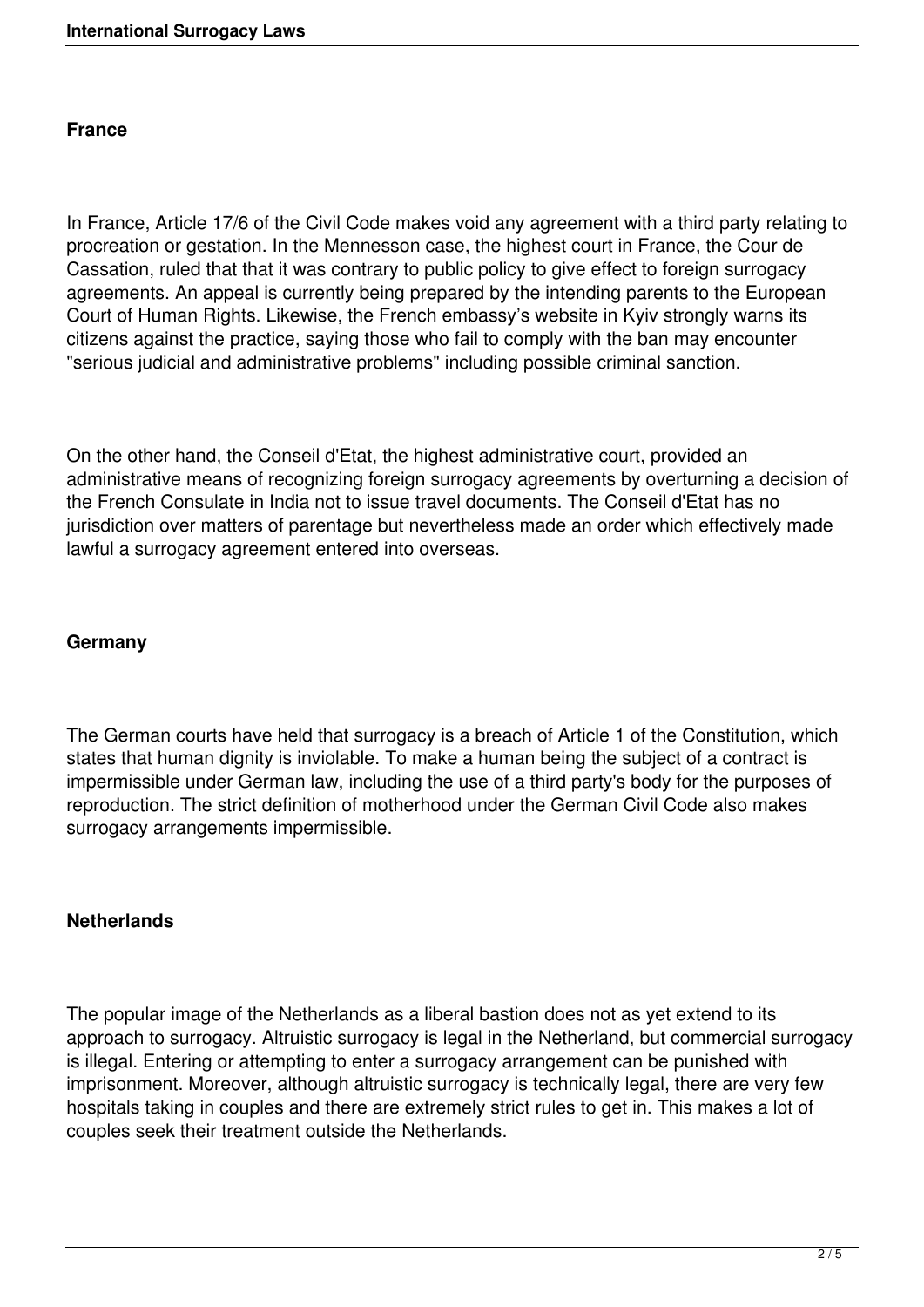### France

In France, Article 17/6 of the Civil Code makes void any agreement with a third party relating to procreation or gestation. In the Mennesson case, the highest court in France, the Cour de Cassation, ruled that that it was contrary to public policy to give effect to foreign surrogacy agreements. An appeal is currently being prepared by the intending parents to the European Court of Human Rights. Likewise, the French embassy's website in Kyiv strongly warns its citizens against the practice, saying those who fail to comply with the ban may encounter "serious judicial and administrative problems" including possible criminal sanction.

On the other hand, the Conseil d'Etat, the highest administrative court, provided an administrative means of recognizing foreign surrogacy agreements by overturning a decision of the French Consulate in India not to issue travel documents. The Conseil d'Etat has no jurisdiction over matters of parentage but nevertheless made an order which effectively made lawful a surrogacy agreement entered into overseas.

### Germany

The German courts have held that surrogacy is a breach of Article 1 of the Constitution, which states that human dignity is inviolable. To make a human being the subject of a contract is impermissible under German law, including the use of a third party's body for the purposes of reproduction. The strict definition of motherhood under the German Civil Code also makes surrogacy arrangements impermissible.

### Netherlands

The popular image of the Netherlands as a liberal bastion does not as yet extend to its approach to surrogacy. Altruistic surrogacy is legal in the Netherland, but commercial surrogacy is illegal. Entering or attempting to enter a surrogacy arrangement can be punished with imprisonment. Moreover, although altruistic surrogacy is technically legal, there are very few hospitals taking in couples and there are extremely strict rules to get in. This makes a lot of couples seek their treatment outside the Netherlands.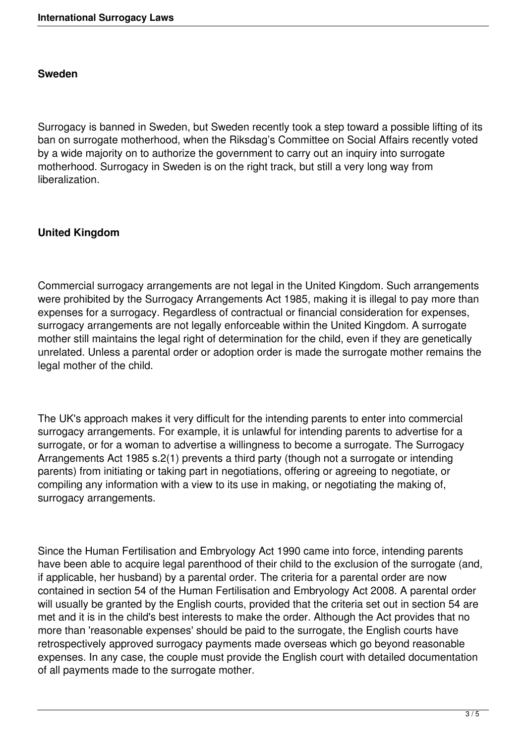**Sweden**

Surrogacy is banned in Sweden, but Sweden recently took a step toward a possible lifting of its ban on surrogate motherhood, when the Riksdag's Committee on Social Affairs recently voted by a wide majority on to authorize the government to carry out an inquiry into surrogate motherhood. Surrogacy in Sweden is on the right track, but still a very long way from liberalization.

**United Kingdom**

Commercial surrogacy arrangements are not legal in the United Kingdom. Such arrangements were prohibited by the Surrogacy Arrangements Act 1985, making it is illegal to pay more than expenses for a surrogacy. Regardless of contractual or financial consideration for expenses, surrogacy arrangements are not legally enforceable within the United Kingdom. A surrogate mother still maintains the legal right of determination for the child, even if they are genetically unrelated. Unless a parental order or adoption order is made the surrogate mother remains the legal mother of the child.

The UK's approach makes it very difficult for the intending parents to enter into commercial surrogacy arrangements. For example, it is unlawful for intending parents to advertise for a surrogate, or for a woman to advertise a willingness to become a surrogate. The Surrogacy Arrangements Act 1985 s.2(1) prevents a third party (though not a surrogate or intending parents) from initiating or taking part in negotiations, offering or agreeing to negotiate, or compiling any information with a view to its use in making, or negotiating the making of, surrogacy arrangements.

Since the Human Fertilisation and Embryology Act 1990 came into force, intending parents have been able to acquire legal parenthood of their child to the exclusion of the surrogate (and, if applicable, her husband) by a parental order. The criteria for a parental order are now contained in section 54 of the Human Fertilisation and Embryology Act 2008. A parental order will usually be granted by the English courts, provided that the criteria set out in section 54 are met and it is in the child's best interests to make the order. Although the Act provides that no more than 'reasonable expenses' should be paid to the surrogate, the English courts have retrospectively approved surrogacy payments made overseas which go beyond reasonable expenses. In any case, the couple must provide the English court with detailed documentation of all payments made to the surrogate mother.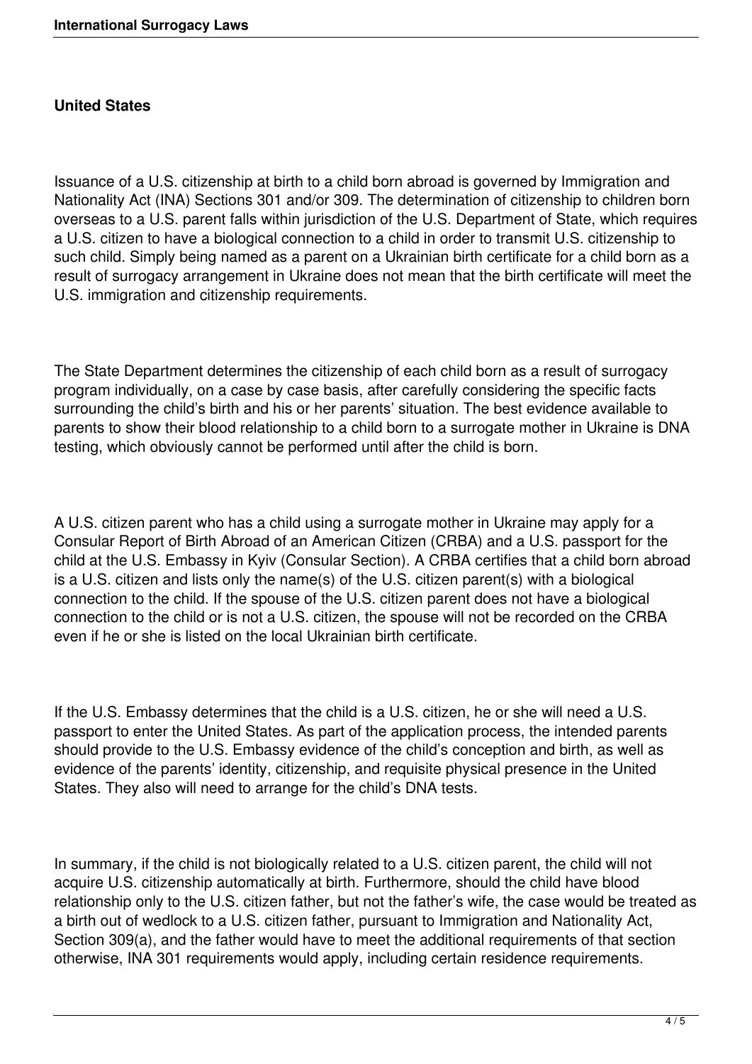## United States

Issuance of a U.S. citizenship at birth to a child born abroad is governed by Immigration and Nationality Act (INA) Sections 301 and/or 309. The determination of citizenship to children born overseas to a U.S. parent falls within jurisdiction of the U.S. Department of State, which requires a U.S. citizen to have a biological connection to a child in order to transmit U.S. citizenship to such child. Simply being named as a parent on a Ukrainian birth certificate for a child born as a result of surrogacy arrangement in Ukraine does not mean that the birth certificate will meet the U.S. immigration and citizenship requirements.

The State Department determines the citizenship of each child born as a result of surrogacy program individually, on a case by case basis, after carefully considering the specific facts surrounding the child's birth and his or her parents' situation. The best evidence available to parents to show their blood relationship to a child born to a surrogate mother in Ukraine is DNA testing, which obviously cannot be performed until after the child is born.

A U.S. citizen parent who has a child using a surrogate mother in Ukraine may apply for a Consular Report of Birth Abroad of an American Citizen (CRBA) and a U.S. passport for the child at the U.S. Embassy in Kyiv (Consular Section). A CRBA certifies that a child born abroad is a U.S. citizen and lists only the name(s) of the U.S. citizen parent(s) with a biological connection to the child. If the spouse of the U.S. citizen parent does not have a biological connection to the child or is not a U.S. citizen, the spouse will not be recorded on the CRBA even if he or she is listed on the local Ukrainian birth certificate.

If the U.S. Embassy determines that the child is a U.S. citizen, he or she will need a U.S. passport to enter the United States. As part of the application process, the intended parents should provide to the U.S. Embassy evidence of the child's conception and birth, as well as evidence of the parents' identity, citizenship, and requisite physical presence in the United States. They also will need to arrange for the child's DNA tests.

In summary, if the child is not biologically related to a U.S. citizen parent, the child will not acquire U.S. citizenship automatically at birth. Furthermore, should the child have blood relationship only to the U.S. citizen father, but not the father's wife, the case would be treated as a birth out of wedlock to a U.S. citizen father, pursuant to Immigration and Nationality Act, Section 309(a), and the father would have to meet the additional requirements of that section otherwise, INA 301 requirements would apply, including certain residence requirements.